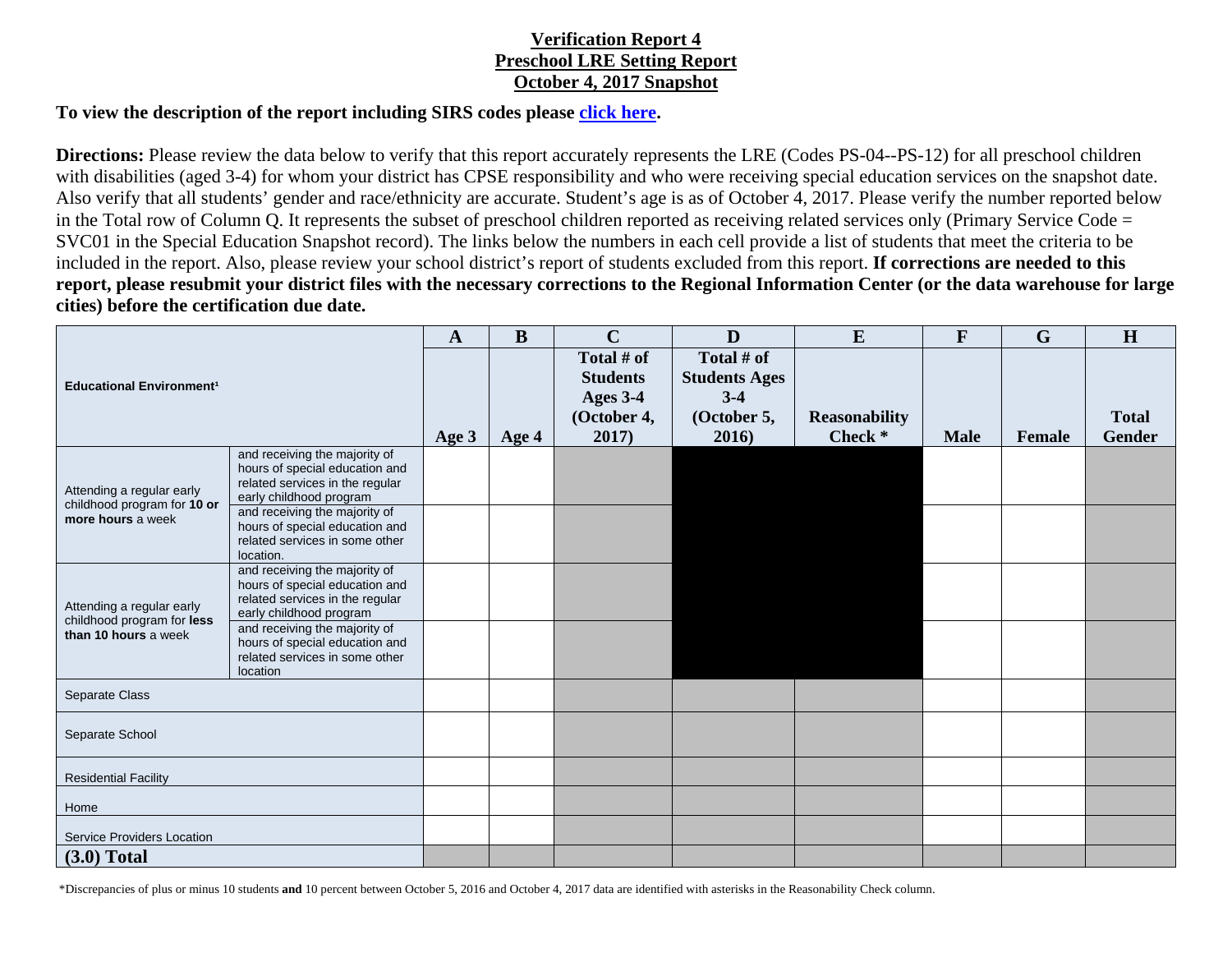**Verification Report 4**
**Preschool LRE Setting Report**
**October 4, 2017 Snapshot**

**To view the description of the report including SIRS codes please click here.**

**Directions:** Please review the data below to verify that this report accurately represents the LRE (Codes PS-04--PS-12) for all preschool children with disabilities (aged 3-4) for whom your district has CPSE responsibility and who were receiving special education services on the snapshot date. Also verify that all students' gender and race/ethnicity are accurate. Student's age is as of October 4, 2017. Please verify the number reported below in the Total row of Column Q. It represents the subset of preschool children reported as receiving related services only (Primary Service Code = SVC01 in the Special Education Snapshot record). The links below the numbers in each cell provide a list of students that meet the criteria to be included in the report. Also, please review your school district's report of students excluded from this report. **If corrections are needed to this report, please resubmit your district files with the necessary corrections to the Regional Information Center (or the data warehouse for large cities) before the certification due date.**

| Educational Environment[1] | | A | B | C | D | E | F | G | H |
|---|---|---|---|---|---|---|---|---|---|
| | | Age 3 | Age 4 | Total # of Students Ages 3-4 (October 4, 2017) | Total # of Students Ages 3-4 (October 5, 2016) | Reasonability Check * | Male | Female | Total Gender |
| Attending a regular early childhood program for **10 or more hours** a week | and receiving the majority of hours of special education and related services in the regular early childhood program | | | | | | | | |
| | and receiving the majority of hours of special education and related services in some other location. | | | | | | | | |
| Attending a regular early childhood program for **less than 10 hours** a week | and receiving the majority of hours of special education and related services in the regular early childhood program | | | | | | | | |
| | and receiving the majority of hours of special education and related services in some other location | | | | | | | | |
| Separate Class | | | | | | | | | |
| Separate School | | | | | | | | | |
| Residential Facility | | | | | | | | | |
| Home | | | | | | | | | |
| Service Providers Location | | | | | | | | | |
| **(3.0) Total** | | | | | | | | | |

*Discrepancies of plus or minus 10 students **and** 10 percent between October 5, 2016 and October 4, 2017 data are identified with asterisks in the Reasonability Check column.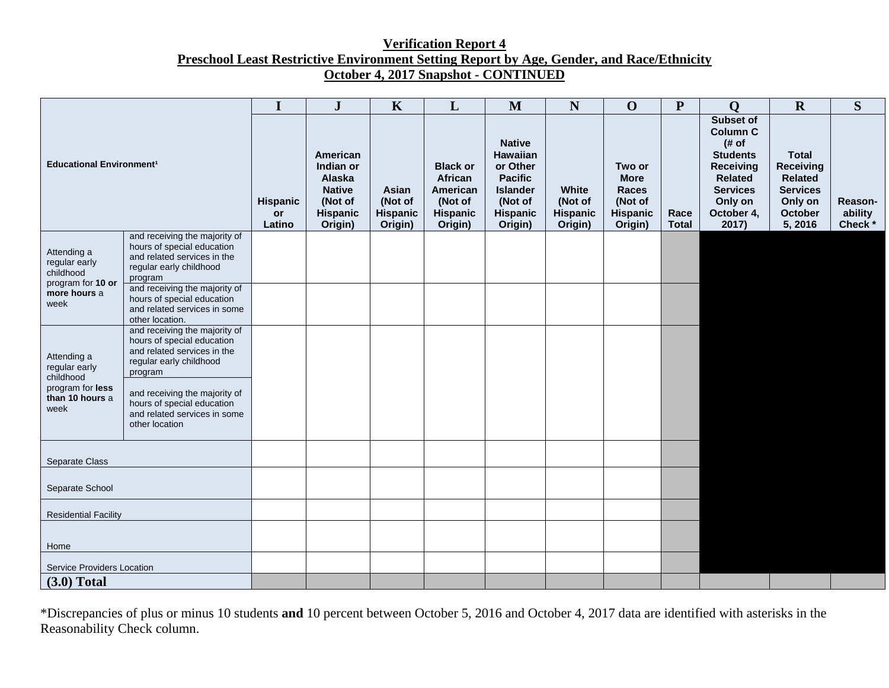**Verification Report 4**
**Preschool Least Restrictive Environment Setting Report by Age, Gender, and Race/Ethnicity**
**October 4, 2017 Snapshot - CONTINUED**

| | | I | J | K | L | M | N | O | P | Q | R | S |
|---|---|---|---|---|---|---|---|---|---|---|---|---|
| **Educational Environment**[1] | | **Hispanic or Latino** | **American Indian or Alaska Native (Not of Hispanic Origin)** | **Asian (Not of Hispanic Origin)** | **Black or African American (Not of Hispanic Origin)** | **Native Hawaiian or Other Pacific Islander (Not of Hispanic Origin)** | **White (Not of Hispanic Origin)** | **Two or More Races (Not of Hispanic Origin)** | **Race Total** | **Subset of Column C (# of Students Receiving Related Services Only on October 4, 2017)** | **Total Receiving Related Services Only on October 5, 2016** | **Reason-ability Check *** |
| Attending a regular early childhood program for **10 or more hours** a week | and receiving the majority of hours of special education and related services in the regular early childhood program | | | | | | | | | | | |
| | and receiving the majority of hours of special education and related services in some other location. | | | | | | | | | | | |
| Attending a regular early childhood program for **less than 10 hours** a week | and receiving the majority of hours of special education and related services in the regular early childhood program | | | | | | | | | | | |
| | and receiving the majority of hours of special education and related services in some other location | | | | | | | | | | | |
| Separate Class | | | | | | | | | | | | |
| Separate School | | | | | | | | | | | | |
| Residential Facility | | | | | | | | | | | | |
| Home | | | | | | | | | | | | |
| Service Providers Location | | | | | | | | | | | | |
| **(3.0) Total** | | | | | | | | | | | | |

*Discrepancies of plus or minus 10 students **and** 10 percent between October 5, 2016 and October 4, 2017 data are identified with asterisks in the Reasonability Check column.